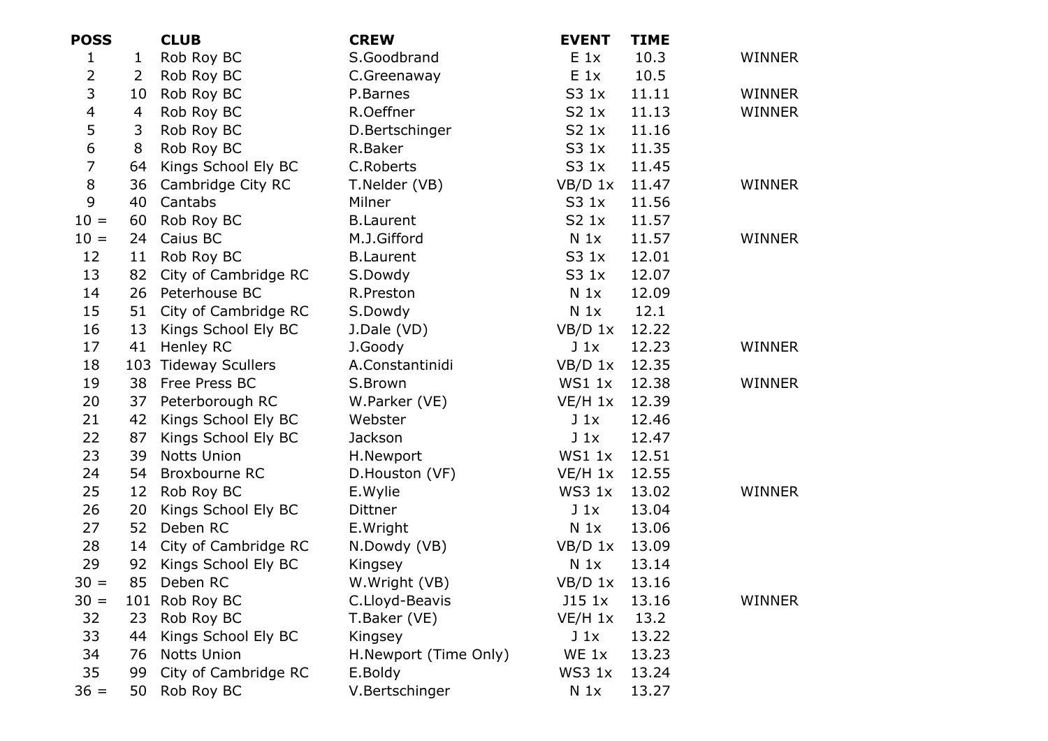| POSS | | CLUB | CREW | EVENT | TIME | |
|---|---|---|---|---|---|---|
| 1 | 1 | Rob Roy BC | S.Goodbrand | E 1x | 10.3 | WINNER |
| 2 | 2 | Rob Roy BC | C.Greenaway | E 1x | 10.5 | |
| 3 | 10 | Rob Roy BC | P.Barnes | S3 1x | 11.11 | WINNER |
| 4 | 4 | Rob Roy BC | R.Oeffner | S2 1x | 11.13 | WINNER |
| 5 | 3 | Rob Roy BC | D.Bertschinger | S2 1x | 11.16 | |
| 6 | 8 | Rob Roy BC | R.Baker | S3 1x | 11.35 | |
| 7 | 64 | Kings School Ely BC | C.Roberts | S3 1x | 11.45 | |
| 8 | 36 | Cambridge City RC | T.Nelder (VB) | VB/D 1x | 11.47 | WINNER |
| 9 | 40 | Cantabs | Milner | S3 1x | 11.56 | |
| 10 = | 60 | Rob Roy BC | B.Laurent | S2 1x | 11.57 | |
| 10 = | 24 | Caius BC | M.J.Gifford | N 1x | 11.57 | WINNER |
| 12 | 11 | Rob Roy BC | B.Laurent | S3 1x | 12.01 | |
| 13 | 82 | City of Cambridge RC | S.Dowdy | S3 1x | 12.07 | |
| 14 | 26 | Peterhouse BC | R.Preston | N 1x | 12.09 | |
| 15 | 51 | City of Cambridge RC | S.Dowdy | N 1x | 12.1 | |
| 16 | 13 | Kings School Ely BC | J.Dale (VD) | VB/D 1x | 12.22 | |
| 17 | 41 | Henley RC | J.Goody | J 1x | 12.23 | WINNER |
| 18 | 103 | Tideway Scullers | A.Constantinidi | VB/D 1x | 12.35 | |
| 19 | 38 | Free Press BC | S.Brown | WS1 1x | 12.38 | WINNER |
| 20 | 37 | Peterborough RC | W.Parker (VE) | VE/H 1x | 12.39 | |
| 21 | 42 | Kings School Ely BC | Webster | J 1x | 12.46 | |
| 22 | 87 | Kings School Ely BC | Jackson | J 1x | 12.47 | |
| 23 | 39 | Notts Union | H.Newport | WS1 1x | 12.51 | |
| 24 | 54 | Broxbourne RC | D.Houston (VF) | VE/H 1x | 12.55 | |
| 25 | 12 | Rob Roy BC | E.Wylie | WS3 1x | 13.02 | WINNER |
| 26 | 20 | Kings School Ely BC | Dittner | J 1x | 13.04 | |
| 27 | 52 | Deben RC | E.Wright | N 1x | 13.06 | |
| 28 | 14 | City of Cambridge RC | N.Dowdy (VB) | VB/D 1x | 13.09 | |
| 29 | 92 | Kings School Ely BC | Kingsey | N 1x | 13.14 | |
| 30 = | 85 | Deben RC | W.Wright (VB) | VB/D 1x | 13.16 | |
| 30 = | 101 | Rob Roy BC | C.Lloyd-Beavis | J15 1x | 13.16 | WINNER |
| 32 | 23 | Rob Roy BC | T.Baker (VE) | VE/H 1x | 13.2 | |
| 33 | 44 | Kings School Ely BC | Kingsey | J 1x | 13.22 | |
| 34 | 76 | Notts Union | H.Newport (Time Only) | WE 1x | 13.23 | |
| 35 | 99 | City of Cambridge RC | E.Boldy | WS3 1x | 13.24 | |
| 36 = | 50 | Rob Roy BC | V.Bertschinger | N 1x | 13.27 | |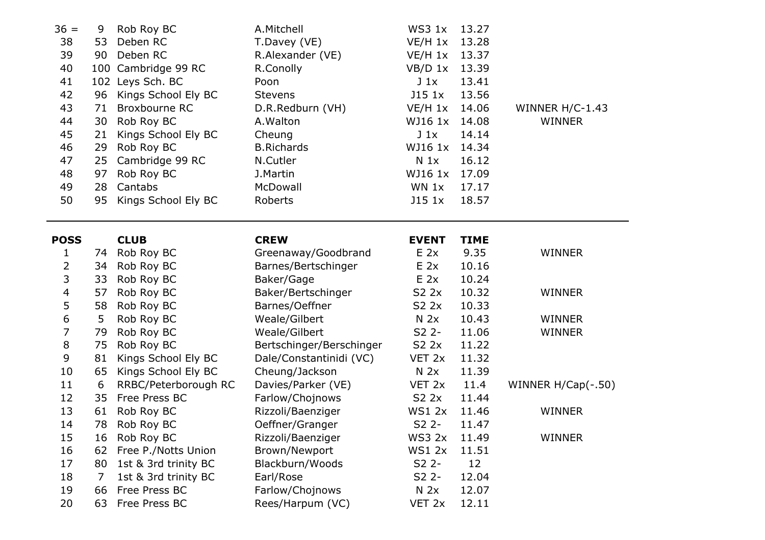| | | | | | | |
|---|---|---|---|---|---|---|
| 36 = | 9 | Rob Roy BC | A.Mitchell | WS3 1x | 13.27 | |
| 38 | 53 | Deben RC | T.Davey (VE) | VE/H 1x | 13.28 | |
| 39 | 90 | Deben RC | R.Alexander (VE) | VE/H 1x | 13.37 | |
| 40 | 100 | Cambridge 99 RC | R.Conolly | VB/D 1x | 13.39 | |
| 41 | 102 | Leys Sch. BC | Poon | J 1x | 13.41 | |
| 42 | 96 | Kings School Ely BC | Stevens | J15 1x | 13.56 | |
| 43 | 71 | Broxbourne RC | D.R.Redburn (VH) | VE/H 1x | 14.06 | WINNER H/C-1.43 |
| 44 | 30 | Rob Roy BC | A.Walton | WJ16 1x | 14.08 | WINNER |
| 45 | 21 | Kings School Ely BC | Cheung | J 1x | 14.14 | |
| 46 | 29 | Rob Roy BC | B.Richards | WJ16 1x | 14.34 | |
| 47 | 25 | Cambridge 99 RC | N.Cutler | N 1x | 16.12 | |
| 48 | 97 | Rob Roy BC | J.Martin | WJ16 1x | 17.09 | |
| 49 | 28 | Cantabs | McDowall | WN 1x | 17.17 | |
| 50 | 95 | Kings School Ely BC | Roberts | J15 1x | 18.57 | |

---

| POSS | | CLUB | CREW | EVENT | TIME | |
|---|---|---|---|---|---|---|
| 1 | 74 | Rob Roy BC | Greenaway/Goodbrand | E 2x | 9.35 | WINNER |
| 2 | 34 | Rob Roy BC | Barnes/Bertschinger | E 2x | 10.16 | |
| 3 | 33 | Rob Roy BC | Baker/Gage | E 2x | 10.24 | |
| 4 | 57 | Rob Roy BC | Baker/Bertschinger | S2 2x | 10.32 | WINNER |
| 5 | 58 | Rob Roy BC | Barnes/Oeffner | S2 2x | 10.33 | |
| 6 | 5 | Rob Roy BC | Weale/Gilbert | N 2x | 10.43 | WINNER |
| 7 | 79 | Rob Roy BC | Weale/Gilbert | S2 2- | 11.06 | WINNER |
| 8 | 75 | Rob Roy BC | Bertschinger/Berschinger | S2 2x | 11.22 | |
| 9 | 81 | Kings School Ely BC | Dale/Constantinidi (VC) | VET 2x | 11.32 | |
| 10 | 65 | Kings School Ely BC | Cheung/Jackson | N 2x | 11.39 | |
| 11 | 6 | RRBC/Peterborough RC | Davies/Parker (VE) | VET 2x | 11.4 | WINNER H/Cap(-.50) |
| 12 | 35 | Free Press BC | Farlow/Chojnows | S2 2x | 11.44 | |
| 13 | 61 | Rob Roy BC | Rizzoli/Baenziger | WS1 2x | 11.46 | WINNER |
| 14 | 78 | Rob Roy BC | Oeffner/Granger | S2 2- | 11.47 | |
| 15 | 16 | Rob Roy BC | Rizzoli/Baenziger | WS3 2x | 11.49 | WINNER |
| 16 | 62 | Free P./Notts Union | Brown/Newport | WS1 2x | 11.51 | |
| 17 | 80 | 1st & 3rd trinity BC | Blackburn/Woods | S2 2- | 12 | |
| 18 | 7 | 1st & 3rd trinity BC | Earl/Rose | S2 2- | 12.04 | |
| 19 | 66 | Free Press BC | Farlow/Chojnows | N 2x | 12.07 | |
| 20 | 63 | Free Press BC | Rees/Harpum (VC) | VET 2x | 12.11 | |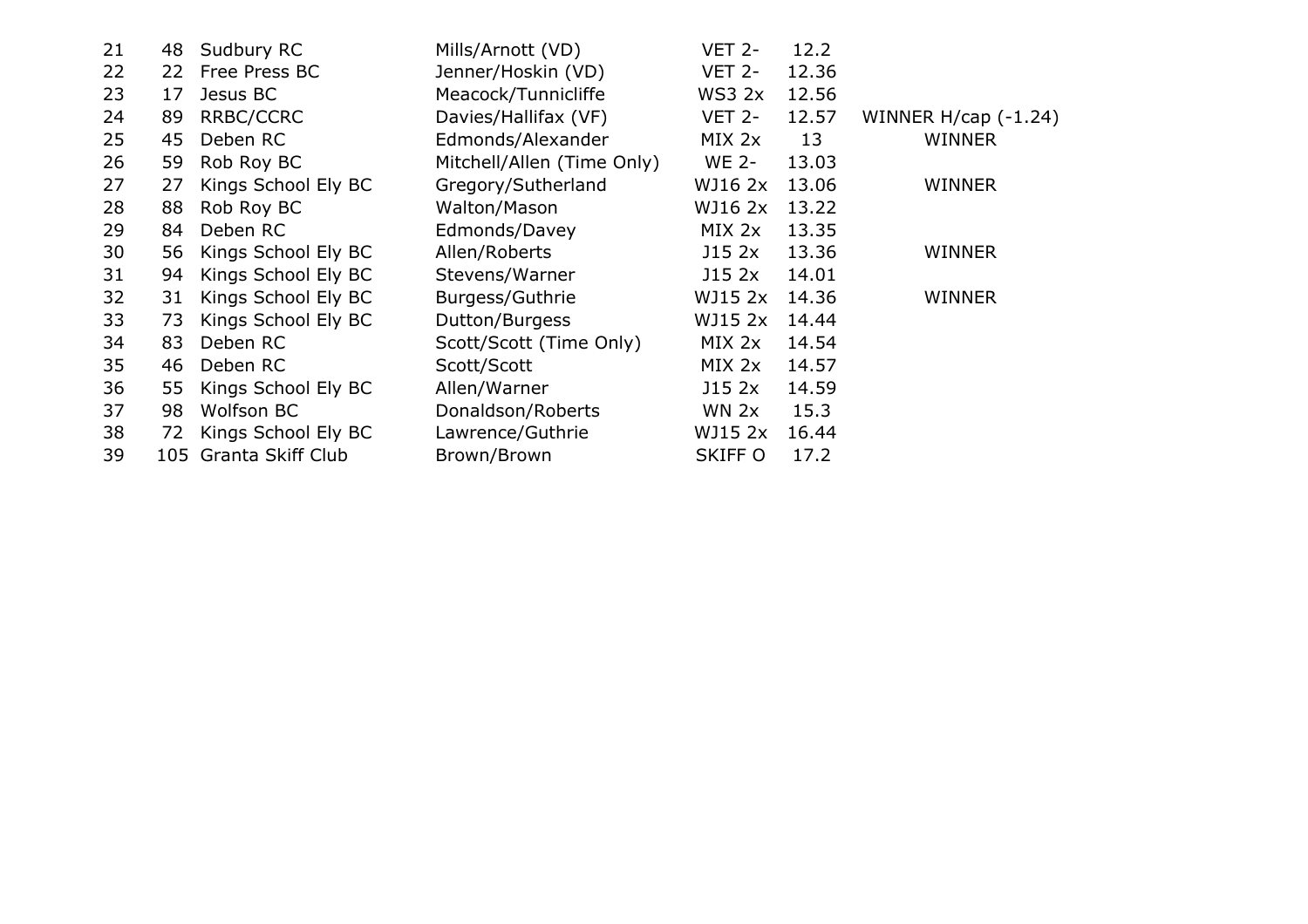| | | | | | | |
|---|---|---|---|---|---|---|
| 21 | 48 | Sudbury RC | Mills/Arnott (VD) | VET 2- | 12.2 | |
| 22 | 22 | Free Press BC | Jenner/Hoskin (VD) | VET 2- | 12.36 | |
| 23 | 17 | Jesus BC | Meacock/Tunnicliffe | WS3 2x | 12.56 | |
| 24 | 89 | RRBC/CCRC | Davies/Hallifax (VF) | VET 2- | 12.57 | WINNER H/cap (-1.24) |
| 25 | 45 | Deben RC | Edmonds/Alexander | MIX 2x | 13 | WINNER |
| 26 | 59 | Rob Roy BC | Mitchell/Allen (Time Only) | WE 2- | 13.03 | |
| 27 | 27 | Kings School Ely BC | Gregory/Sutherland | WJ16 2x | 13.06 | WINNER |
| 28 | 88 | Rob Roy BC | Walton/Mason | WJ16 2x | 13.22 | |
| 29 | 84 | Deben RC | Edmonds/Davey | MIX 2x | 13.35 | |
| 30 | 56 | Kings School Ely BC | Allen/Roberts | J15 2x | 13.36 | WINNER |
| 31 | 94 | Kings School Ely BC | Stevens/Warner | J15 2x | 14.01 | |
| 32 | 31 | Kings School Ely BC | Burgess/Guthrie | WJ15 2x | 14.36 | WINNER |
| 33 | 73 | Kings School Ely BC | Dutton/Burgess | WJ15 2x | 14.44 | |
| 34 | 83 | Deben RC | Scott/Scott (Time Only) | MIX 2x | 14.54 | |
| 35 | 46 | Deben RC | Scott/Scott | MIX 2x | 14.57 | |
| 36 | 55 | Kings School Ely BC | Allen/Warner | J15 2x | 14.59 | |
| 37 | 98 | Wolfson BC | Donaldson/Roberts | WN 2x | 15.3 | |
| 38 | 72 | Kings School Ely BC | Lawrence/Guthrie | WJ15 2x | 16.44 | |
| 39 | 105 | Granta Skiff Club | Brown/Brown | SKIFF O | 17.2 | |